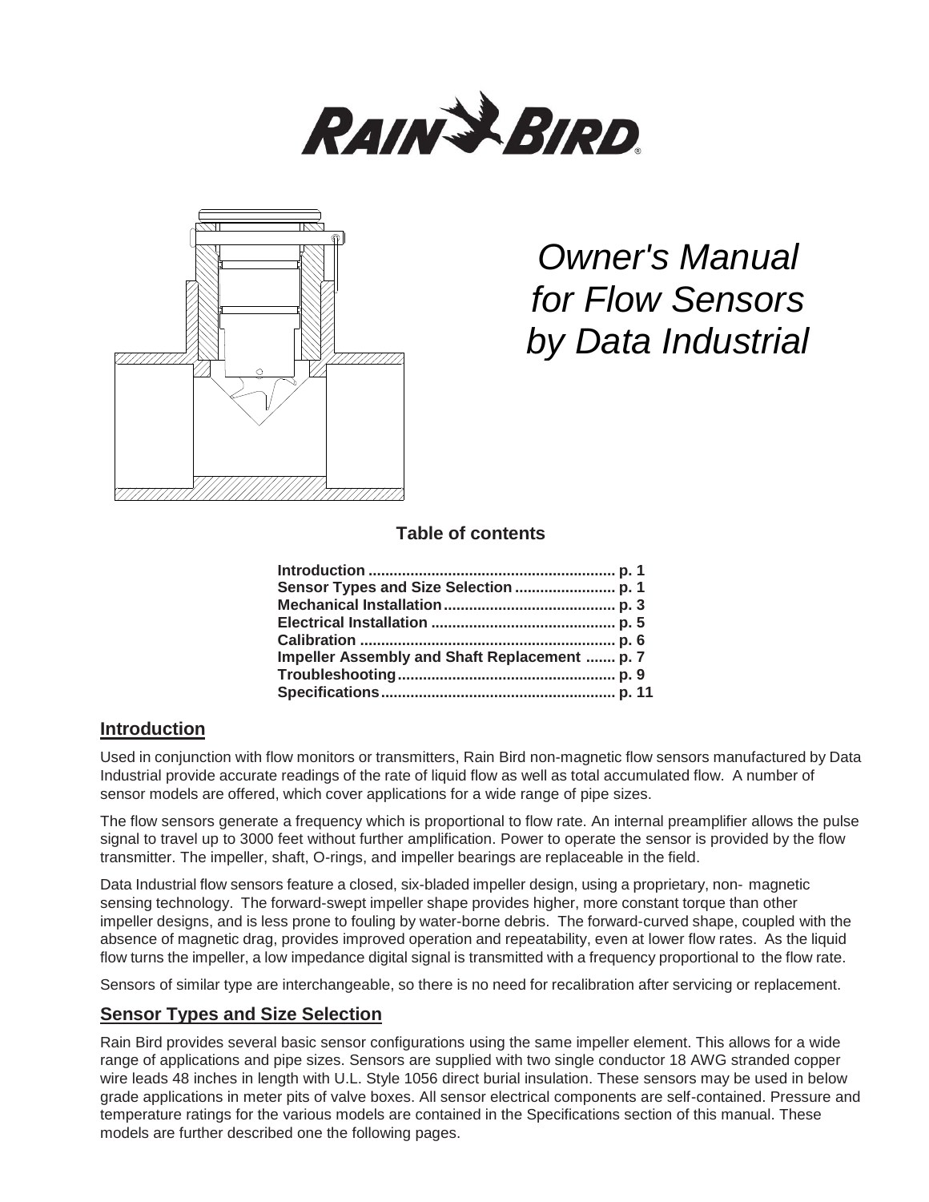# Owner's Manual for Flow Sensors by Data Industrial

**Table of contents**

**Introduction ........................................................... p. 1**
**Sensor Types and Size Selection ........................ p. 1**
**Mechanical Installation......................................... p. 3**
**Electrical Installation ............................................ p. 5**
**Calibration ............................................................ p. 6**
**Impeller Assembly and Shaft Replacement ....... p. 7**
**Troubleshooting.................................................... p. 9**
**Specifications........................................................ p. 11**

## Introduction

Used in conjunction with flow monitors or transmitters, Rain Bird non-magnetic flow sensors manufactured by Data Industrial provide accurate readings of the rate of liquid flow as well as total accumulated flow. A number of sensor models are offered, which cover applications for a wide range of pipe sizes.

The flow sensors generate a frequency which is proportional to flow rate. An internal preamplifier allows the pulse signal to travel up to 3000 feet without further amplification. Power to operate the sensor is provided by the flow transmitter. The impeller, shaft, O-rings, and impeller bearings are replaceable in the field.

Data Industrial flow sensors feature a closed, six-bladed impeller design, using a proprietary, non- magnetic sensing technology. The forward-swept impeller shape provides higher, more constant torque than other impeller designs, and is less prone to fouling by water-borne debris. The forward-curved shape, coupled with the absence of magnetic drag, provides improved operation and repeatability, even at lower flow rates. As the liquid flow turns the impeller, a low impedance digital signal is transmitted with a frequency proportional to the flow rate.

Sensors of similar type are interchangeable, so there is no need for recalibration after servicing or replacement.

## Sensor Types and Size Selection

Rain Bird provides several basic sensor configurations using the same impeller element. This allows for a wide range of applications and pipe sizes. Sensors are supplied with two single conductor 18 AWG stranded copper wire leads 48 inches in length with U.L. Style 1056 direct burial insulation. These sensors may be used in below grade applications in meter pits of valve boxes. All sensor electrical components are self-contained. Pressure and temperature ratings for the various models are contained in the Specifications section of this manual. These models are further described one the following pages.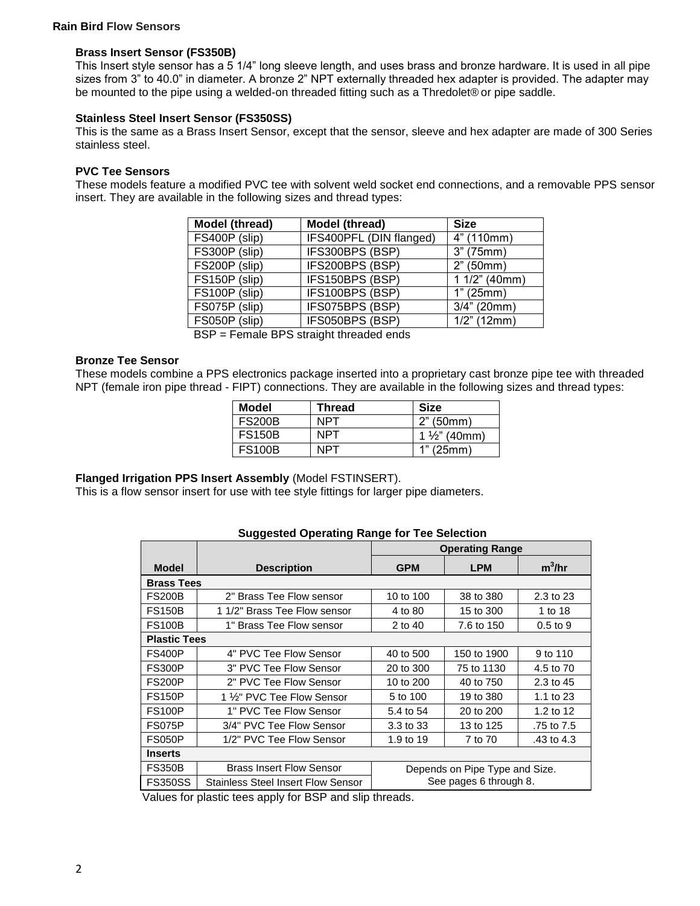**Rain Bird Flow Sensors**

**Brass Insert Sensor (FS350B)**

This Insert style sensor has a 5 1/4" long sleeve length, and uses brass and bronze hardware. It is used in all pipe sizes from 3" to 40.0" in diameter. A bronze 2" NPT externally threaded hex adapter is provided. The adapter may be mounted to the pipe using a welded-on threaded fitting such as a Thredolet® or pipe saddle.

**Stainless Steel Insert Sensor (FS350SS)**

This is the same as a Brass Insert Sensor, except that the sensor, sleeve and hex adapter are made of 300 Series stainless steel.

**PVC Tee Sensors**

These models feature a modified PVC tee with solvent weld socket end connections, and a removable PPS sensor insert. They are available in the following sizes and thread types:

| Model (thread) | Model (thread) | Size |
|---|---|---|
| FS400P (slip) | IFS400PFL (DIN flanged) | 4" (110mm) |
| FS300P (slip) | IFS300BPS (BSP) | 3" (75mm) |
| FS200P (slip) | IFS200BPS (BSP) | 2" (50mm) |
| FS150P (slip) | IFS150BPS (BSP) | 1 1/2" (40mm) |
| FS100P (slip) | IFS100BPS (BSP) | 1" (25mm) |
| FS075P (slip) | IFS075BPS (BSP) | 3/4" (20mm) |
| FS050P (slip) | IFS050BPS (BSP) | 1/2" (12mm) |

BSP = Female BPS straight threaded ends

**Bronze Tee Sensor**

These models combine a PPS electronics package inserted into a proprietary cast bronze pipe tee with threaded NPT (female iron pipe thread - FIPT) connections. They are available in the following sizes and thread types:

| Model | Thread | Size |
|---|---|---|
| FS200B | NPT | 2" (50mm) |
| FS150B | NPT | 1 ½" (40mm) |
| FS100B | NPT | 1" (25mm) |

**Flanged Irrigation PPS Insert Assembly** (Model FSTINSERT).

This is a flow sensor insert for use with tee style fittings for larger pipe diameters.

**Suggested Operating Range for Tee Selection**

| | | Operating Range | | |
|---|---|---|---|---|
| **Model** | **Description** | **GPM** | **LPM** | **$m^3$/hr** |
| **Brass Tees** | | | | |
| FS200B | 2" Brass Tee Flow sensor | 10 to 100 | 38 to 380 | 2.3 to 23 |
| FS150B | 1 1/2" Brass Tee Flow sensor | 4 to 80 | 15 to 300 | 1 to 18 |
| FS100B | 1" Brass Tee Flow sensor | 2 to 40 | 7.6 to 150 | 0.5 to 9 |
| **Plastic Tees** | | | | |
| FS400P | 4" PVC Tee Flow Sensor | 40 to 500 | 150 to 1900 | 9 to 110 |
| FS300P | 3" PVC Tee Flow Sensor | 20 to 300 | 75 to 1130 | 4.5 to 70 |
| FS200P | 2" PVC Tee Flow Sensor | 10 to 200 | 40 to 750 | 2.3 to 45 |
| FS150P | 1 ½" PVC Tee Flow Sensor | 5 to 100 | 19 to 380 | 1.1 to 23 |
| FS100P | 1" PVC Tee Flow Sensor | 5.4 to 54 | 20 to 200 | 1.2 to 12 |
| FS075P | 3/4" PVC Tee Flow Sensor | 3.3 to 33 | 13 to 125 | .75 to 7.5 |
| FS050P | 1/2" PVC Tee Flow Sensor | 1.9 to 19 | 7 to 70 | .43 to 4.3 |
| **Inserts** | | | | |
| FS350B | Brass Insert Flow Sensor | Depends on Pipe Type and Size. See pages 6 through 8. | | |
| FS350SS | Stainless Steel Insert Flow Sensor | | | |

Values for plastic tees apply for BSP and slip threads.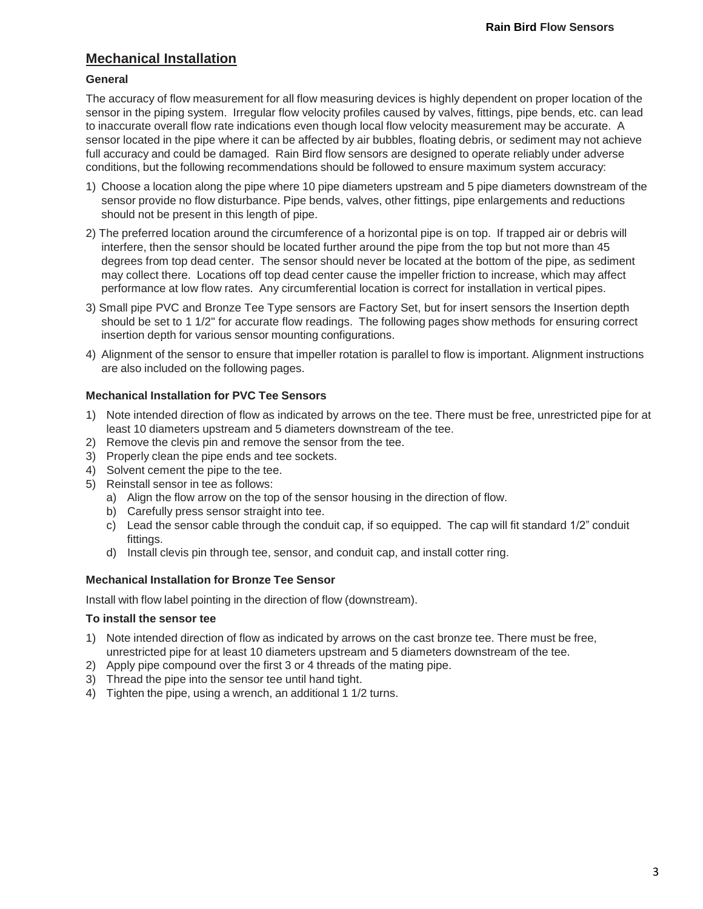## Mechanical Installation

### General

The accuracy of flow measurement for all flow measuring devices is highly dependent on proper location of the sensor in the piping system. Irregular flow velocity profiles caused by valves, fittings, pipe bends, etc. can lead to inaccurate overall flow rate indications even though local flow velocity measurement may be accurate. A sensor located in the pipe where it can be affected by air bubbles, floating debris, or sediment may not achieve full accuracy and could be damaged. Rain Bird flow sensors are designed to operate reliably under adverse conditions, but the following recommendations should be followed to ensure maximum system accuracy:

1) Choose a location along the pipe where 10 pipe diameters upstream and 5 pipe diameters downstream of the sensor provide no flow disturbance. Pipe bends, valves, other fittings, pipe enlargements and reductions should not be present in this length of pipe.
2) The preferred location around the circumference of a horizontal pipe is on top. If trapped air or debris will interfere, then the sensor should be located further around the pipe from the top but not more than 45 degrees from top dead center. The sensor should never be located at the bottom of the pipe, as sediment may collect there. Locations off top dead center cause the impeller friction to increase, which may affect performance at low flow rates. Any circumferential location is correct for installation in vertical pipes.
3) Small pipe PVC and Bronze Tee Type sensors are Factory Set, but for insert sensors the Insertion depth should be set to 1 1/2" for accurate flow readings. The following pages show methods for ensuring correct insertion depth for various sensor mounting configurations.
4) Alignment of the sensor to ensure that impeller rotation is parallel to flow is important. Alignment instructions are also included on the following pages.

### Mechanical Installation for PVC Tee Sensors

1) Note intended direction of flow as indicated by arrows on the tee. There must be free, unrestricted pipe for at least 10 diameters upstream and 5 diameters downstream of the tee.
2) Remove the clevis pin and remove the sensor from the tee.
3) Properly clean the pipe ends and tee sockets.
4) Solvent cement the pipe to the tee.
5) Reinstall sensor in tee as follows:
   a) Align the flow arrow on the top of the sensor housing in the direction of flow.
   b) Carefully press sensor straight into tee.
   c) Lead the sensor cable through the conduit cap, if so equipped. The cap will fit standard 1/2" conduit fittings.
   d) Install clevis pin through tee, sensor, and conduit cap, and install cotter ring.

### Mechanical Installation for Bronze Tee Sensor

Install with flow label pointing in the direction of flow (downstream).

### To install the sensor tee

1) Note intended direction of flow as indicated by arrows on the cast bronze tee. There must be free, unrestricted pipe for at least 10 diameters upstream and 5 diameters downstream of the tee.
2) Apply pipe compound over the first 3 or 4 threads of the mating pipe.
3) Thread the pipe into the sensor tee until hand tight.
4) Tighten the pipe, using a wrench, an additional 1 1/2 turns.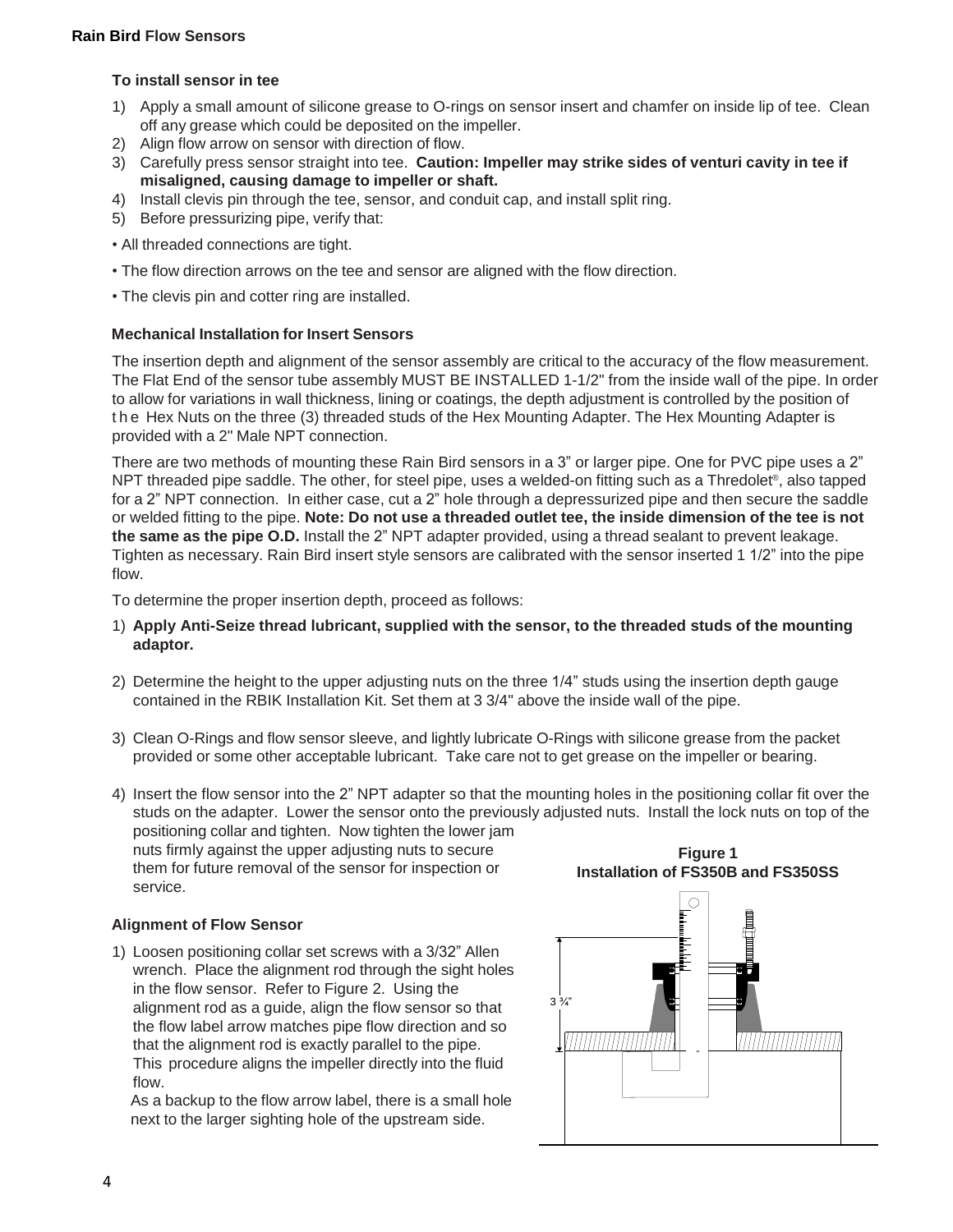### To install sensor in tee

1) Apply a small amount of silicone grease to O-rings on sensor insert and chamfer on inside lip of tee. Clean off any grease which could be deposited on the impeller.
2) Align flow arrow on sensor with direction of flow.
3) Carefully press sensor straight into tee. **Caution: Impeller may strike sides of venturi cavity in tee if misaligned, causing damage to impeller or shaft.**
4) Install clevis pin through the tee, sensor, and conduit cap, and install split ring.
5) Before pressurizing pipe, verify that:

- All threaded connections are tight.
- The flow direction arrows on the tee and sensor are aligned with the flow direction.
- The clevis pin and cotter ring are installed.

### Mechanical Installation for Insert Sensors

The insertion depth and alignment of the sensor assembly are critical to the accuracy of the flow measurement. The Flat End of the sensor tube assembly MUST BE INSTALLED 1-1/2" from the inside wall of the pipe. In order to allow for variations in wall thickness, lining or coatings, the depth adjustment is controlled by the position of the Hex Nuts on the three (3) threaded studs of the Hex Mounting Adapter. The Hex Mounting Adapter is provided with a 2" Male NPT connection.

There are two methods of mounting these Rain Bird sensors in a 3" or larger pipe. One for PVC pipe uses a 2" NPT threaded pipe saddle. The other, for steel pipe, uses a welded-on fitting such as a Thredolet®, also tapped for a 2" NPT connection. In either case, cut a 2" hole through a depressurized pipe and then secure the saddle or welded fitting to the pipe. **Note: Do not use a threaded outlet tee, the inside dimension of the tee is not the same as the pipe O.D.** Install the 2" NPT adapter provided, using a thread sealant to prevent leakage. Tighten as necessary. Rain Bird insert style sensors are calibrated with the sensor inserted 1 1/2" into the pipe flow.

To determine the proper insertion depth, proceed as follows:

1) **Apply Anti-Seize thread lubricant, supplied with the sensor, to the threaded studs of the mounting adaptor.**
2) Determine the height to the upper adjusting nuts on the three 1/4" studs using the insertion depth gauge contained in the RBIK Installation Kit. Set them at 3 3/4" above the inside wall of the pipe.
3) Clean O-Rings and flow sensor sleeve, and lightly lubricate O-Rings with silicone grease from the packet provided or some other acceptable lubricant. Take care not to get grease on the impeller or bearing.
4) Insert the flow sensor into the 2" NPT adapter so that the mounting holes in the positioning collar fit over the studs on the adapter. Lower the sensor onto the previously adjusted nuts. Install the lock nuts on top of the positioning collar and tighten. Now tighten the lower jam nuts firmly against the upper adjusting nuts to secure them for future removal of the sensor for inspection or service.

### Alignment of Flow Sensor

1) Loosen positioning collar set screws with a 3/32" Allen wrench. Place the alignment rod through the sight holes in the flow sensor. Refer to Figure 2. Using the alignment rod as a guide, align the flow sensor so that the flow label arrow matches pipe flow direction and so that the alignment rod is exactly parallel to the pipe. This procedure aligns the impeller directly into the fluid flow.

   As a backup to the flow arrow label, there is a small hole next to the larger sighting hole of the upstream side.

**Figure 1**
**Installation of FS350B and FS350SS**

3 ¾"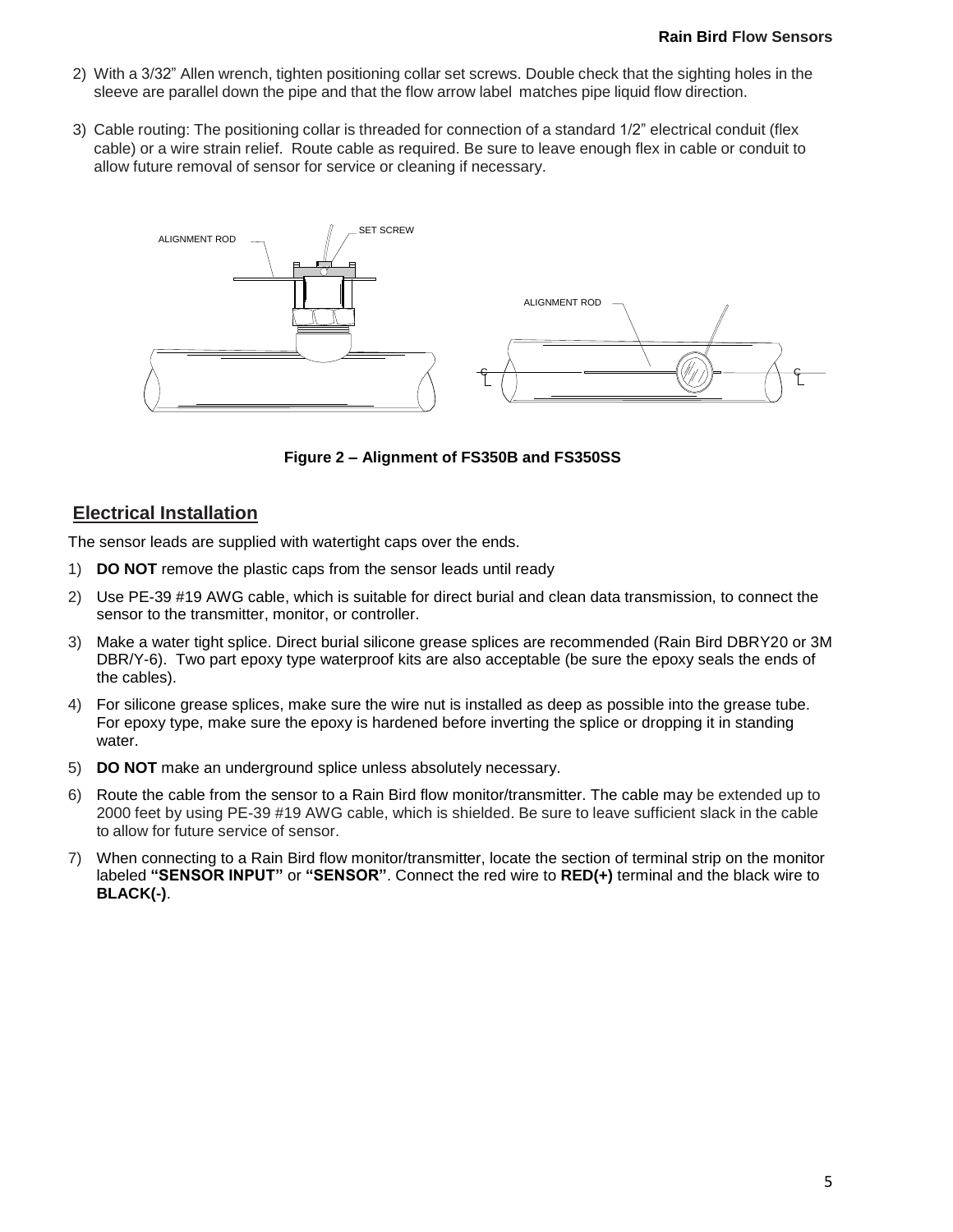2) With a 3/32" Allen wrench, tighten positioning collar set screws. Double check that the sighting holes in the sleeve are parallel down the pipe and that the flow arrow label matches pipe liquid flow direction.

3) Cable routing: The positioning collar is threaded for connection of a standard 1/2" electrical conduit (flex cable) or a wire strain relief. Route cable as required. Be sure to leave enough flex in cable or conduit to allow future removal of sensor for service or cleaning if necessary.

ALIGNMENT ROD SET SCREW ALIGNMENT ROD

**Figure 2 – Alignment of FS350B and FS350SS**

## Electrical Installation

The sensor leads are supplied with watertight caps over the ends.

1) **DO NOT** remove the plastic caps from the sensor leads until ready
2) Use PE-39 #19 AWG cable, which is suitable for direct burial and clean data transmission, to connect the sensor to the transmitter, monitor, or controller.
3) Make a water tight splice. Direct burial silicone grease splices are recommended (Rain Bird DBRY20 or 3M DBR/Y-6). Two part epoxy type waterproof kits are also acceptable (be sure the epoxy seals the ends of the cables).
4) For silicone grease splices, make sure the wire nut is installed as deep as possible into the grease tube. For epoxy type, make sure the epoxy is hardened before inverting the splice or dropping it in standing water.
5) **DO NOT** make an underground splice unless absolutely necessary.
6) Route the cable from the sensor to a Rain Bird flow monitor/transmitter. The cable may be extended up to 2000 feet by using PE-39 #19 AWG cable, which is shielded. Be sure to leave sufficient slack in the cable to allow for future service of sensor.
7) When connecting to a Rain Bird flow monitor/transmitter, locate the section of terminal strip on the monitor labeled **"SENSOR INPUT"** or **"SENSOR"**. Connect the red wire to **RED(+)** terminal and the black wire to **BLACK(-)**.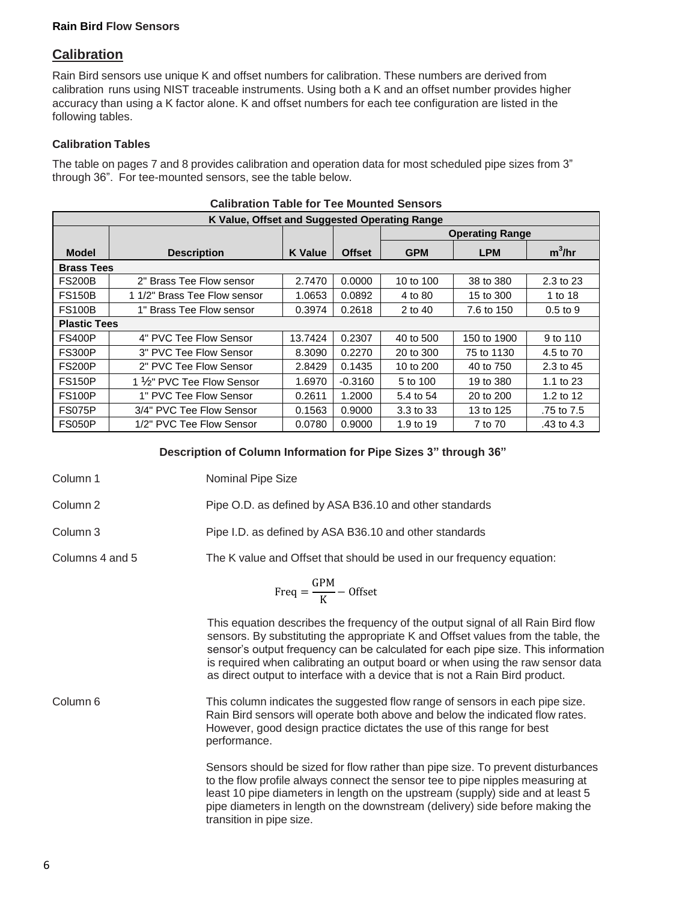**Rain Bird Flow Sensors**

## Calibration

Rain Bird sensors use unique K and offset numbers for calibration. These numbers are derived from calibration runs using NIST traceable instruments. Using both a K and an offset number provides higher accuracy than using a K factor alone. K and offset numbers for each tee configuration are listed in the following tables.

### Calibration Tables

The table on pages 7 and 8 provides calibration and operation data for most scheduled pipe sizes from 3" through 36". For tee-mounted sensors, see the table below.

**Calibration Table for Tee Mounted Sensors**

| K Value, Offset and Suggested Operating Range | | | | | | |
|---|---|---|---|---|---|---|
| | | | | Operating Range | | |
| Model | Description | K Value | Offset | GPM | LPM | $m^3$/hr |
| **Brass Tees** | | | | | | |
| FS200B | 2" Brass Tee Flow sensor | 2.7470 | 0.0000 | 10 to 100 | 38 to 380 | 2.3 to 23 |
| FS150B | 1 1/2" Brass Tee Flow sensor | 1.0653 | 0.0892 | 4 to 80 | 15 to 300 | 1 to 18 |
| FS100B | 1" Brass Tee Flow sensor | 0.3974 | 0.2618 | 2 to 40 | 7.6 to 150 | 0.5 to 9 |
| **Plastic Tees** | | | | | | |
| FS400P | 4" PVC Tee Flow Sensor | 13.7424 | 0.2307 | 40 to 500 | 150 to 1900 | 9 to 110 |
| FS300P | 3" PVC Tee Flow Sensor | 8.3090 | 0.2270 | 20 to 300 | 75 to 1130 | 4.5 to 70 |
| FS200P | 2" PVC Tee Flow Sensor | 2.8429 | 0.1435 | 10 to 200 | 40 to 750 | 2.3 to 45 |
| FS150P | 1 ½" PVC Tee Flow Sensor | 1.6970 | -0.3160 | 5 to 100 | 19 to 380 | 1.1 to 23 |
| FS100P | 1" PVC Tee Flow Sensor | 0.2611 | 1.2000 | 5.4 to 54 | 20 to 200 | 1.2 to 12 |
| FS075P | 3/4" PVC Tee Flow Sensor | 0.1563 | 0.9000 | 3.3 to 33 | 13 to 125 | .75 to 7.5 |
| FS050P | 1/2" PVC Tee Flow Sensor | 0.0780 | 0.9000 | 1.9 to 19 | 7 to 70 | .43 to 4.3 |

**Description of Column Information for Pipe Sizes 3" through 36"**

Column 1 — Nominal Pipe Size

Column 2 — Pipe O.D. as defined by ASA B36.10 and other standards

Column 3 — Pipe I.D. as defined by ASA B36.10 and other standards

Columns 4 and 5 — The K value and Offset that should be used in our frequency equation:

$$\text{Freq} = \frac{\text{GPM}}{\text{K}} - \text{Offset}$$

This equation describes the frequency of the output signal of all Rain Bird flow sensors. By substituting the appropriate K and Offset values from the table, the sensor's output frequency can be calculated for each pipe size. This information is required when calibrating an output board or when using the raw sensor data as direct output to interface with a device that is not a Rain Bird product.

Column 6 — This column indicates the suggested flow range of sensors in each pipe size. Rain Bird sensors will operate both above and below the indicated flow rates. However, good design practice dictates the use of this range for best performance.

Sensors should be sized for flow rather than pipe size. To prevent disturbances to the flow profile always connect the sensor tee to pipe nipples measuring at least 10 pipe diameters in length on the upstream (supply) side and at least 5 pipe diameters in length on the downstream (delivery) side before making the transition in pipe size.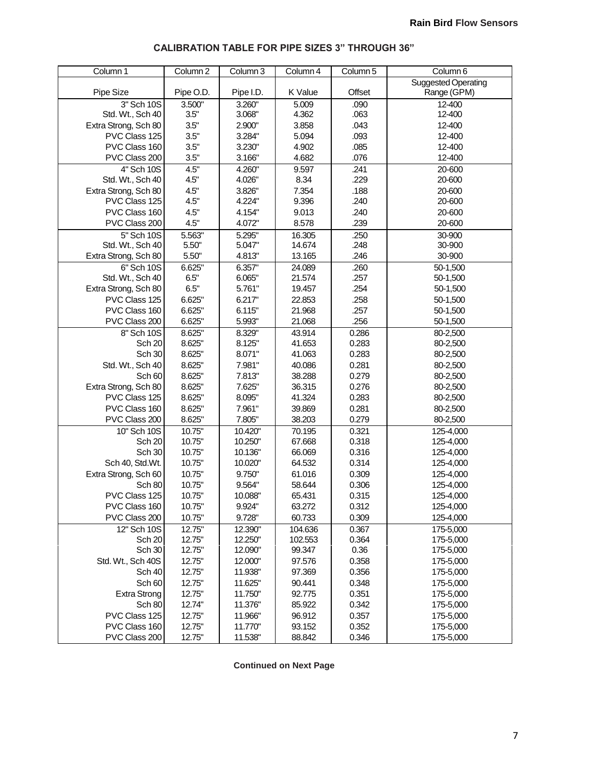## CALIBRATION TABLE FOR PIPE SIZES 3" THROUGH 36"

| Column 1 | Column 2 | Column 3 | Column 4 | Column 5 | Column 6 |
|---|---|---|---|---|---|
| Pipe Size | Pipe O.D. | Pipe I.D. | K Value | Offset | Suggested Operating Range (GPM) |
| 3" Sch 10S | 3.500" | 3.260" | 5.009 | .090 | 12-400 |
| Std. Wt., Sch 40 | 3.5" | 3.068" | 4.362 | .063 | 12-400 |
| Extra Strong, Sch 80 | 3.5" | 2.900" | 3.858 | .043 | 12-400 |
| PVC Class 125 | 3.5" | 3.284" | 5.094 | .093 | 12-400 |
| PVC Class 160 | 3.5" | 3.230" | 4.902 | .085 | 12-400 |
| PVC Class 200 | 3.5" | 3.166" | 4.682 | .076 | 12-400 |
| 4" Sch 10S | 4.5" | 4.260" | 9.597 | .241 | 20-600 |
| Std. Wt., Sch 40 | 4.5" | 4.026" | 8.34 | .229 | 20-600 |
| Extra Strong, Sch 80 | 4.5" | 3.826" | 7.354 | .188 | 20-600 |
| PVC Class 125 | 4.5" | 4.224" | 9.396 | .240 | 20-600 |
| PVC Class 160 | 4.5" | 4.154" | 9.013 | .240 | 20-600 |
| PVC Class 200 | 4.5" | 4.072" | 8.578 | .239 | 20-600 |
| 5" Sch 10S | 5.563" | 5.295" | 16.305 | .250 | 30-900 |
| Std. Wt., Sch 40 | 5.50" | 5.047" | 14.674 | .248 | 30-900 |
| Extra Strong, Sch 80 | 5.50" | 4.813" | 13.165 | .246 | 30-900 |
| 6" Sch 10S | 6.625" | 6.357" | 24.089 | .260 | 50-1,500 |
| Std. Wt., Sch 40 | 6.5" | 6.065" | 21.574 | .257 | 50-1,500 |
| Extra Strong, Sch 80 | 6.5" | 5.761" | 19.457 | .254 | 50-1,500 |
| PVC Class 125 | 6.625" | 6.217" | 22.853 | .258 | 50-1,500 |
| PVC Class 160 | 6.625" | 6.115" | 21.968 | .257 | 50-1,500 |
| PVC Class 200 | 6.625" | 5.993" | 21.068 | .256 | 50-1,500 |
| 8" Sch 10S | 8.625" | 8.329" | 43.914 | 0.286 | 80-2,500 |
| Sch 20 | 8.625" | 8.125" | 41.653 | 0.283 | 80-2,500 |
| Sch 30 | 8.625" | 8.071" | 41.063 | 0.283 | 80-2,500 |
| Std. Wt., Sch 40 | 8.625" | 7.981" | 40.086 | 0.281 | 80-2,500 |
| Sch 60 | 8.625" | 7.813" | 38.288 | 0.279 | 80-2,500 |
| Extra Strong, Sch 80 | 8.625" | 7.625" | 36.315 | 0.276 | 80-2,500 |
| PVC Class 125 | 8.625" | 8.095" | 41.324 | 0.283 | 80-2,500 |
| PVC Class 160 | 8.625" | 7.961" | 39.869 | 0.281 | 80-2,500 |
| PVC Class 200 | 8.625" | 7.805" | 38.203 | 0.279 | 80-2,500 |
| 10" Sch 10S | 10.75" | 10.420" | 70.195 | 0.321 | 125-4,000 |
| Sch 20 | 10.75" | 10.250" | 67.668 | 0.318 | 125-4,000 |
| Sch 30 | 10.75" | 10.136" | 66.069 | 0.316 | 125-4,000 |
| Sch 40, Std.Wt. | 10.75" | 10.020" | 64.532 | 0.314 | 125-4,000 |
| Extra Strong, Sch 60 | 10.75" | 9.750" | 61.016 | 0.309 | 125-4,000 |
| Sch 80 | 10.75" | 9.564" | 58.644 | 0.306 | 125-4,000 |
| PVC Class 125 | 10.75" | 10.088" | 65.431 | 0.315 | 125-4,000 |
| PVC Class 160 | 10.75" | 9.924" | 63.272 | 0.312 | 125-4,000 |
| PVC Class 200 | 10.75" | 9.728" | 60.733 | 0.309 | 125-4,000 |
| 12" Sch 10S | 12.75" | 12.390" | 104.636 | 0.367 | 175-5,000 |
| Sch 20 | 12.75" | 12.250" | 102.553 | 0.364 | 175-5,000 |
| Sch 30 | 12.75" | 12.090" | 99.347 | 0.36 | 175-5,000 |
| Std. Wt., Sch 40S | 12.75" | 12.000" | 97.576 | 0.358 | 175-5,000 |
| Sch 40 | 12.75" | 11.938" | 97.369 | 0.356 | 175-5,000 |
| Sch 60 | 12.75" | 11.625" | 90.441 | 0.348 | 175-5,000 |
| Extra Strong | 12.75" | 11.750" | 92.775 | 0.351 | 175-5,000 |
| Sch 80 | 12.74" | 11.376" | 85.922 | 0.342 | 175-5,000 |
| PVC Class 125 | 12.75" | 11.966" | 96.912 | 0.357 | 175-5,000 |
| PVC Class 160 | 12.75" | 11.770" | 93.152 | 0.352 | 175-5,000 |
| PVC Class 200 | 12.75" | 11.538" | 88.842 | 0.346 | 175-5,000 |

**Continued on Next Page**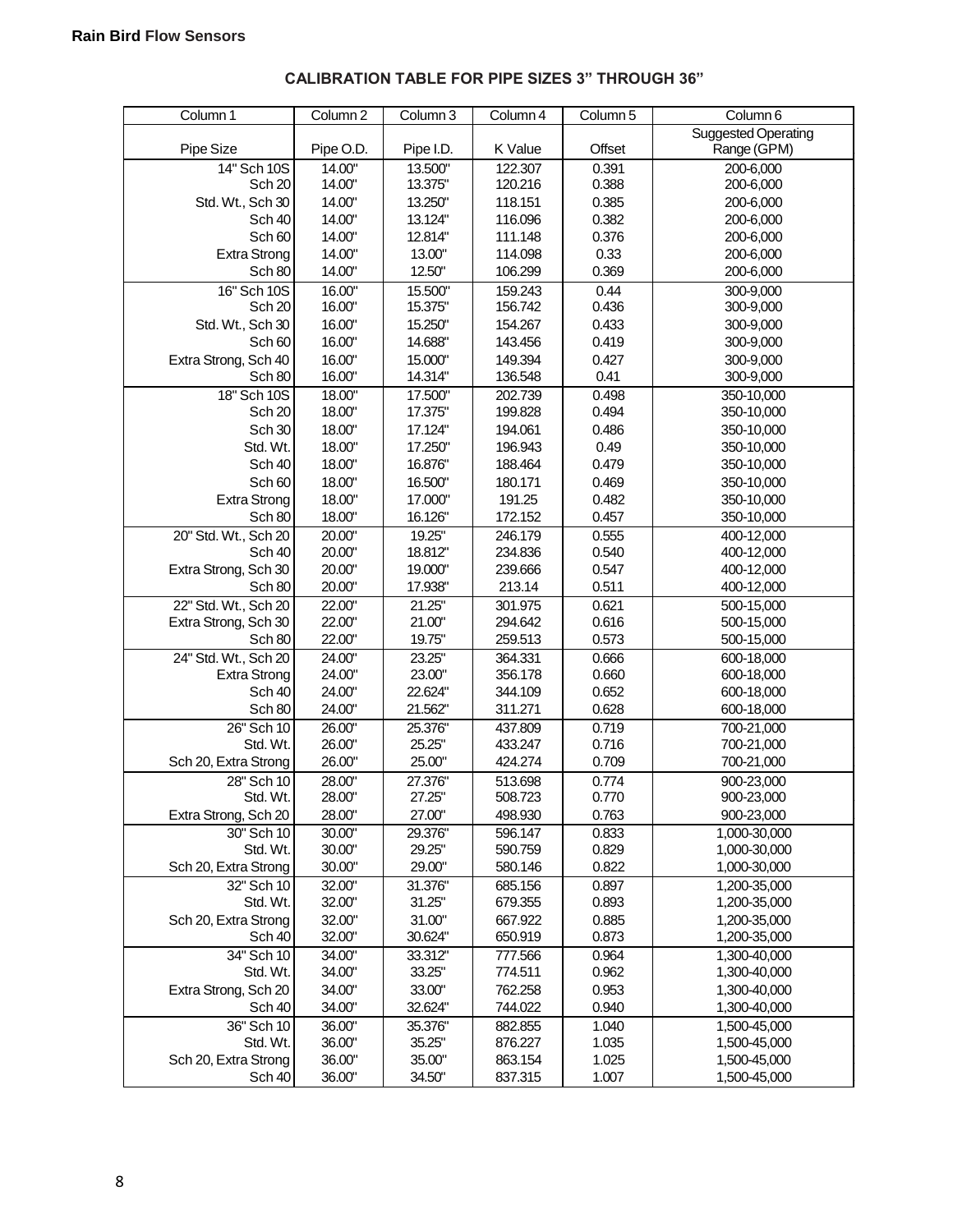**Rain Bird Flow Sensors**

## CALIBRATION TABLE FOR PIPE SIZES 3" THROUGH 36"

| Column 1 | Column 2 | Column 3 | Column 4 | Column 5 | Column 6 |
|---|---|---|---|---|---|
| Pipe Size | Pipe O.D. | Pipe I.D. | K Value | Offset | Suggested Operating Range (GPM) |
| 14" Sch 10S | 14.00" | 13.500" | 122.307 | 0.391 | 200-6,000 |
| Sch 20 | 14.00" | 13.375" | 120.216 | 0.388 | 200-6,000 |
| Std. Wt., Sch 30 | 14.00" | 13.250" | 118.151 | 0.385 | 200-6,000 |
| Sch 40 | 14.00" | 13.124" | 116.096 | 0.382 | 200-6,000 |
| Sch 60 | 14.00" | 12.814" | 111.148 | 0.376 | 200-6,000 |
| Extra Strong | 14.00" | 13.00" | 114.098 | 0.33 | 200-6,000 |
| Sch 80 | 14.00" | 12.50" | 106.299 | 0.369 | 200-6,000 |
| 16" Sch 10S | 16.00" | 15.500" | 159.243 | 0.44 | 300-9,000 |
| Sch 20 | 16.00" | 15.375" | 156.742 | 0.436 | 300-9,000 |
| Std. Wt., Sch 30 | 16.00" | 15.250" | 154.267 | 0.433 | 300-9,000 |
| Sch 60 | 16.00" | 14.688" | 143.456 | 0.419 | 300-9,000 |
| Extra Strong, Sch 40 | 16.00" | 15.000" | 149.394 | 0.427 | 300-9,000 |
| Sch 80 | 16.00" | 14.314" | 136.548 | 0.41 | 300-9,000 |
| 18" Sch 10S | 18.00" | 17.500" | 202.739 | 0.498 | 350-10,000 |
| Sch 20 | 18.00" | 17.375" | 199.828 | 0.494 | 350-10,000 |
| Sch 30 | 18.00" | 17.124" | 194.061 | 0.486 | 350-10,000 |
| Std. Wt. | 18.00" | 17.250" | 196.943 | 0.49 | 350-10,000 |
| Sch 40 | 18.00" | 16.876" | 188.464 | 0.479 | 350-10,000 |
| Sch 60 | 18.00" | 16.500" | 180.171 | 0.469 | 350-10,000 |
| Extra Strong | 18.00" | 17.000" | 191.25 | 0.482 | 350-10,000 |
| Sch 80 | 18.00" | 16.126" | 172.152 | 0.457 | 350-10,000 |
| 20" Std. Wt., Sch 20 | 20.00" | 19.25" | 246.179 | 0.555 | 400-12,000 |
| Sch 40 | 20.00" | 18.812" | 234.836 | 0.540 | 400-12,000 |
| Extra Strong, Sch 30 | 20.00" | 19.000" | 239.666 | 0.547 | 400-12,000 |
| Sch 80 | 20.00" | 17.938" | 213.14 | 0.511 | 400-12,000 |
| 22" Std. Wt., Sch 20 | 22.00" | 21.25" | 301.975 | 0.621 | 500-15,000 |
| Extra Strong, Sch 30 | 22.00" | 21.00" | 294.642 | 0.616 | 500-15,000 |
| Sch 80 | 22.00" | 19.75" | 259.513 | 0.573 | 500-15,000 |
| 24" Std. Wt., Sch 20 | 24.00" | 23.25" | 364.331 | 0.666 | 600-18,000 |
| Extra Strong | 24.00" | 23.00" | 356.178 | 0.660 | 600-18,000 |
| Sch 40 | 24.00" | 22.624" | 344.109 | 0.652 | 600-18,000 |
| Sch 80 | 24.00" | 21.562" | 311.271 | 0.628 | 600-18,000 |
| 26" Sch 10 | 26.00" | 25.376" | 437.809 | 0.719 | 700-21,000 |
| Std. Wt. | 26.00" | 25.25" | 433.247 | 0.716 | 700-21,000 |
| Sch 20, Extra Strong | 26.00" | 25.00" | 424.274 | 0.709 | 700-21,000 |
| 28" Sch 10 | 28.00" | 27.376" | 513.698 | 0.774 | 900-23,000 |
| Std. Wt. | 28.00" | 27.25" | 508.723 | 0.770 | 900-23,000 |
| Extra Strong, Sch 20 | 28.00" | 27.00" | 498.930 | 0.763 | 900-23,000 |
| 30" Sch 10 | 30.00" | 29.376" | 596.147 | 0.833 | 1,000-30,000 |
| Std. Wt. | 30.00" | 29.25" | 590.759 | 0.829 | 1,000-30,000 |
| Sch 20, Extra Strong | 30.00" | 29.00" | 580.146 | 0.822 | 1,000-30,000 |
| 32" Sch 10 | 32.00" | 31.376" | 685.156 | 0.897 | 1,200-35,000 |
| Std. Wt. | 32.00" | 31.25" | 679.355 | 0.893 | 1,200-35,000 |
| Sch 20, Extra Strong | 32.00" | 31.00" | 667.922 | 0.885 | 1,200-35,000 |
| Sch 40 | 32.00" | 30.624" | 650.919 | 0.873 | 1,200-35,000 |
| 34" Sch 10 | 34.00" | 33.312" | 777.566 | 0.964 | 1,300-40,000 |
| Std. Wt. | 34.00" | 33.25" | 774.511 | 0.962 | 1,300-40,000 |
| Extra Strong, Sch 20 | 34.00" | 33.00" | 762.258 | 0.953 | 1,300-40,000 |
| Sch 40 | 34.00" | 32.624" | 744.022 | 0.940 | 1,300-40,000 |
| 36" Sch 10 | 36.00" | 35.376" | 882.855 | 1.040 | 1,500-45,000 |
| Std. Wt. | 36.00" | 35.25" | 876.227 | 1.035 | 1,500-45,000 |
| Sch 20, Extra Strong | 36.00" | 35.00" | 863.154 | 1.025 | 1,500-45,000 |
| Sch 40 | 36.00" | 34.50" | 837.315 | 1.007 | 1,500-45,000 |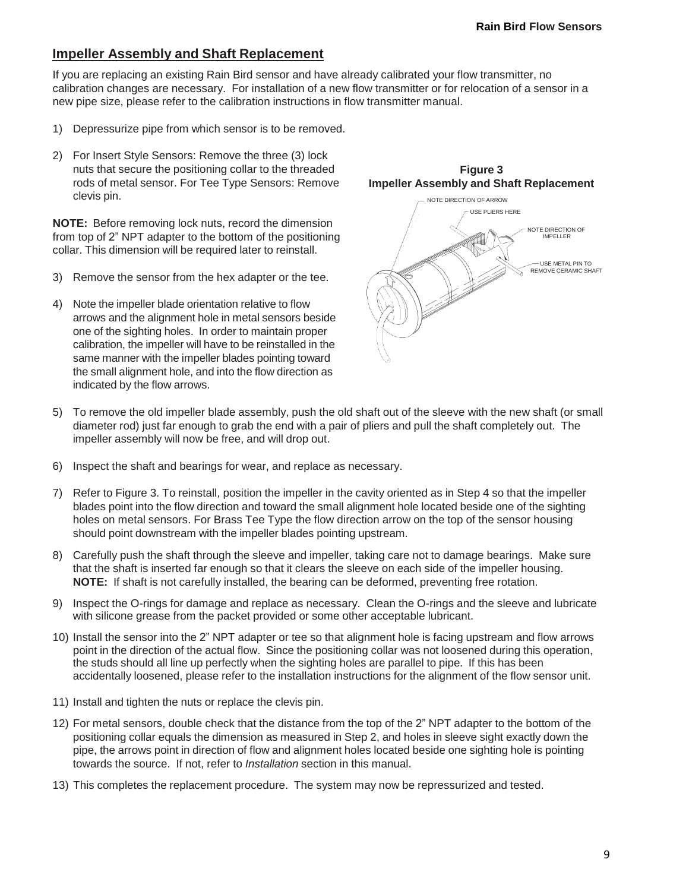## Impeller Assembly and Shaft Replacement

If you are replacing an existing Rain Bird sensor and have already calibrated your flow transmitter, no calibration changes are necessary. For installation of a new flow transmitter or for relocation of a sensor in a new pipe size, please refer to the calibration instructions in flow transmitter manual.

1) Depressurize pipe from which sensor is to be removed.

2) For Insert Style Sensors: Remove the three (3) lock nuts that secure the positioning collar to the threaded rods of metal sensor. For Tee Type Sensors: Remove clevis pin.

**NOTE:** Before removing lock nuts, record the dimension from top of 2" NPT adapter to the bottom of the positioning collar. This dimension will be required later to reinstall.

3) Remove the sensor from the hex adapter or the tee.

4) Note the impeller blade orientation relative to flow arrows and the alignment hole in metal sensors beside one of the sighting holes. In order to maintain proper calibration, the impeller will have to be reinstalled in the same manner with the impeller blades pointing toward the small alignment hole, and into the flow direction as indicated by the flow arrows.

**Figure 3**
**Impeller Assembly and Shaft Replacement**

NOTE DIRECTION OF ARROW
USE PLIERS HERE
NOTE DIRECTION OF IMPELLER
USE METAL PIN TO REMOVE CERAMIC SHAFT

5) To remove the old impeller blade assembly, push the old shaft out of the sleeve with the new shaft (or small diameter rod) just far enough to grab the end with a pair of pliers and pull the shaft completely out. The impeller assembly will now be free, and will drop out.

6) Inspect the shaft and bearings for wear, and replace as necessary.

7) Refer to Figure 3. To reinstall, position the impeller in the cavity oriented as in Step 4 so that the impeller blades point into the flow direction and toward the small alignment hole located beside one of the sighting holes on metal sensors. For Brass Tee Type the flow direction arrow on the top of the sensor housing should point downstream with the impeller blades pointing upstream.

8) Carefully push the shaft through the sleeve and impeller, taking care not to damage bearings. Make sure that the shaft is inserted far enough so that it clears the sleeve on each side of the impeller housing. **NOTE:** If shaft is not carefully installed, the bearing can be deformed, preventing free rotation.

9) Inspect the O-rings for damage and replace as necessary. Clean the O-rings and the sleeve and lubricate with silicone grease from the packet provided or some other acceptable lubricant.

10) Install the sensor into the 2" NPT adapter or tee so that alignment hole is facing upstream and flow arrows point in the direction of the actual flow. Since the positioning collar was not loosened during this operation, the studs should all line up perfectly when the sighting holes are parallel to pipe. If this has been accidentally loosened, please refer to the installation instructions for the alignment of the flow sensor unit.

11) Install and tighten the nuts or replace the clevis pin.

12) For metal sensors, double check that the distance from the top of the 2" NPT adapter to the bottom of the positioning collar equals the dimension as measured in Step 2, and holes in sleeve sight exactly down the pipe, the arrows point in direction of flow and alignment holes located beside one sighting hole is pointing towards the source. If not, refer to *Installation* section in this manual.

13) This completes the replacement procedure. The system may now be repressurized and tested.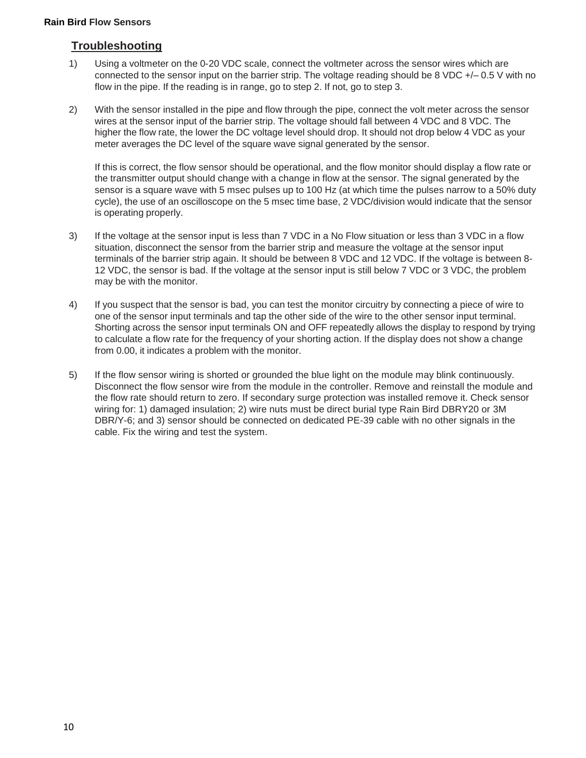## Troubleshooting

1) Using a voltmeter on the 0-20 VDC scale, connect the voltmeter across the sensor wires which are connected to the sensor input on the barrier strip. The voltage reading should be 8 VDC +/– 0.5 V with no flow in the pipe. If the reading is in range, go to step 2. If not, go to step 3.

2) With the sensor installed in the pipe and flow through the pipe, connect the volt meter across the sensor wires at the sensor input of the barrier strip. The voltage should fall between 4 VDC and 8 VDC. The higher the flow rate, the lower the DC voltage level should drop. It should not drop below 4 VDC as your meter averages the DC level of the square wave signal generated by the sensor.

   If this is correct, the flow sensor should be operational, and the flow monitor should display a flow rate or the transmitter output should change with a change in flow at the sensor. The signal generated by the sensor is a square wave with 5 msec pulses up to 100 Hz (at which time the pulses narrow to a 50% duty cycle), the use of an oscilloscope on the 5 msec time base, 2 VDC/division would indicate that the sensor is operating properly.

3) If the voltage at the sensor input is less than 7 VDC in a No Flow situation or less than 3 VDC in a flow situation, disconnect the sensor from the barrier strip and measure the voltage at the sensor input terminals of the barrier strip again. It should be between 8 VDC and 12 VDC. If the voltage is between 8-12 VDC, the sensor is bad. If the voltage at the sensor input is still below 7 VDC or 3 VDC, the problem may be with the monitor.

4) If you suspect that the sensor is bad, you can test the monitor circuitry by connecting a piece of wire to one of the sensor input terminals and tap the other side of the wire to the other sensor input terminal. Shorting across the sensor input terminals ON and OFF repeatedly allows the display to respond by trying to calculate a flow rate for the frequency of your shorting action. If the display does not show a change from 0.00, it indicates a problem with the monitor.

5) If the flow sensor wiring is shorted or grounded the blue light on the module may blink continuously. Disconnect the flow sensor wire from the module in the controller. Remove and reinstall the module and the flow rate should return to zero. If secondary surge protection was installed remove it. Check sensor wiring for: 1) damaged insulation; 2) wire nuts must be direct burial type Rain Bird DBRY20 or 3M DBR/Y-6; and 3) sensor should be connected on dedicated PE-39 cable with no other signals in the cable. Fix the wiring and test the system.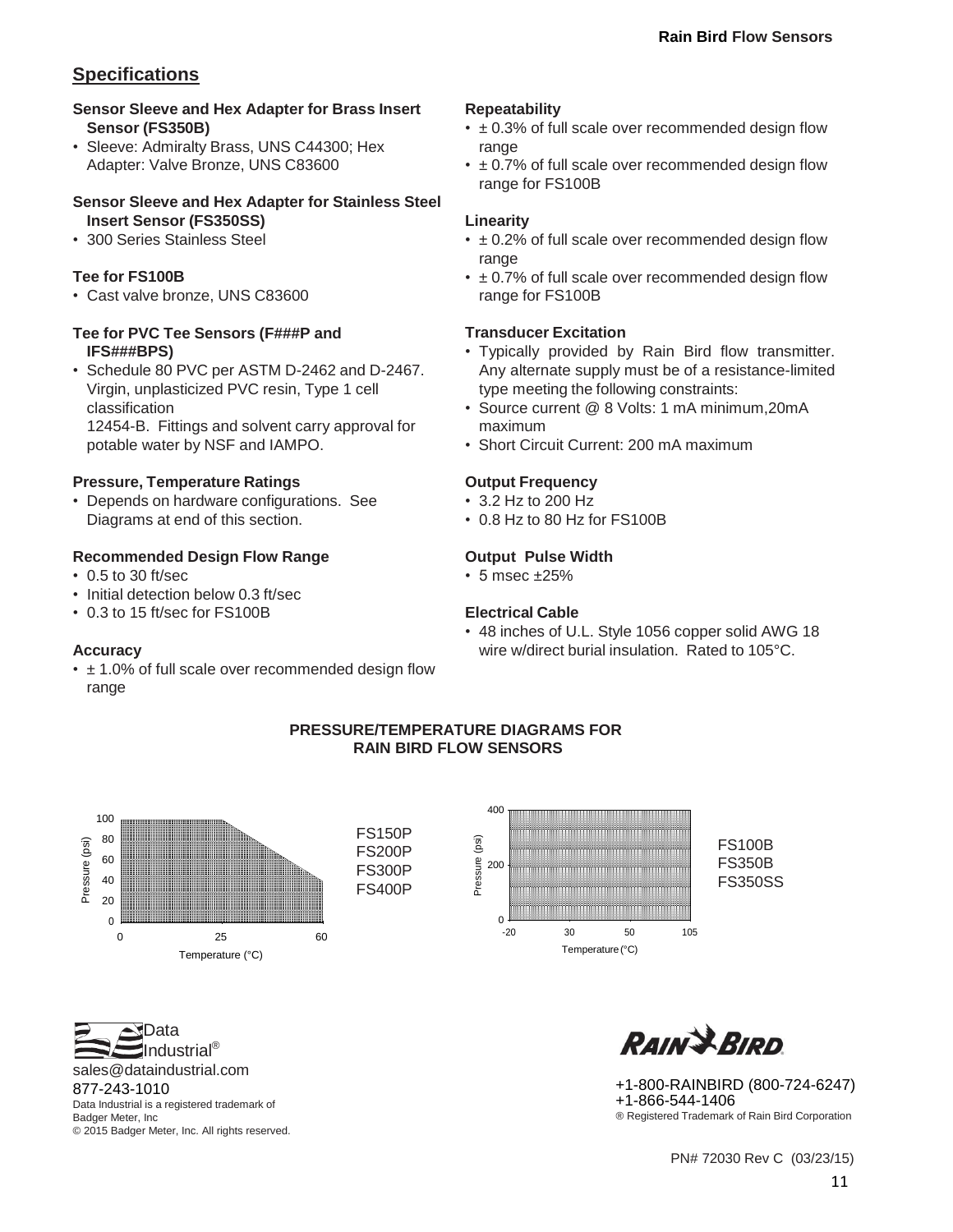## Specifications

**Sensor Sleeve and Hex Adapter for Brass Insert Sensor (FS350B)**

- Sleeve: Admiralty Brass, UNS C44300; Hex Adapter: Valve Bronze, UNS C83600

**Sensor Sleeve and Hex Adapter for Stainless Steel Insert Sensor (FS350SS)**

- 300 Series Stainless Steel

**Tee for FS100B**

- Cast valve bronze, UNS C83600

**Tee for PVC Tee Sensors (F###P and IFS###BPS)**

- Schedule 80 PVC per ASTM D-2462 and D-2467. Virgin, unplasticized PVC resin, Type 1 cell classification
  12454-B. Fittings and solvent carry approval for potable water by NSF and IAMPO.

**Pressure, Temperature Ratings**

- Depends on hardware configurations. See Diagrams at end of this section.

**Recommended Design Flow Range**

- 0.5 to 30 ft/sec
- Initial detection below 0.3 ft/sec
- 0.3 to 15 ft/sec for FS100B

**Accuracy**

- ± 1.0% of full scale over recommended design flow range

**Repeatability**

- ± 0.3% of full scale over recommended design flow range
- ± 0.7% of full scale over recommended design flow range for FS100B

**Linearity**

- ± 0.2% of full scale over recommended design flow range
- ± 0.7% of full scale over recommended design flow range for FS100B

**Transducer Excitation**

- Typically provided by Rain Bird flow transmitter. Any alternate supply must be of a resistance-limited type meeting the following constraints:
- Source current @ 8 Volts: 1 mA minimum,20mA maximum
- Short Circuit Current: 200 mA maximum

**Output Frequency**

- 3.2 Hz to 200 Hz
- 0.8 Hz to 80 Hz for FS100B

**Output Pulse Width**

- 5 msec ±25%

**Electrical Cable**

- 48 inches of U.L. Style 1056 copper solid AWG 18 wire w/direct burial insulation. Rated to 105°C.

**PRESSURE/TEMPERATURE DIAGRAMS FOR RAIN BIRD FLOW SENSORS**

Pressure (psi)
100
80
60
40
20
0
0
25
60
Temperature (°C)

FS150P
FS200P
FS300P
FS400P

Pressure (psi)
400
200
0
-20
30
50
105
Temperature (°C)

FS100B
FS350B
FS350SS

Data Industrial®
sales@dataindustrial.com
877-243-1010
Data Industrial is a registered trademark of Badger Meter, Inc
© 2015 Badger Meter, Inc. All rights reserved.

RAIN BIRD
+1-800-RAINBIRD (800-724-6247)
+1-866-544-1406
® Registered Trademark of Rain Bird Corporation

PN# 72030 Rev C (03/23/15)